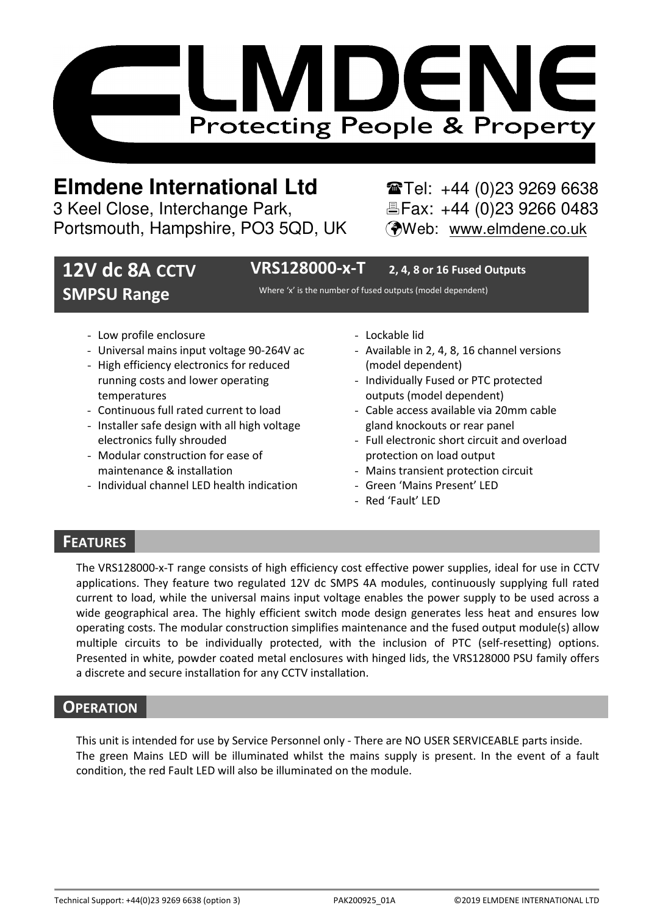# ELMDENE

Protecting People & Property

**Elmdene International Ltd**
3 Keel Close, Interchange Park,
Portsmouth, Hampshire, PO3 5QD, UK

☎Tel: +44 (0)23 9269 6638
🖷Fax: +44 (0)23 9266 0483
Web: www.elmdene.co.uk

## 12V dc 8A CCTV SMPSU Range

**VRS128000-x-T** **2, 4, 8 or 16 Fused Outputs**

Where 'x' is the number of fused outputs (model dependent)

- Low profile enclosure
- Universal mains input voltage 90-264V ac
- High efficiency electronics for reduced running costs and lower operating temperatures
- Continuous full rated current to load
- Installer safe design with all high voltage electronics fully shrouded
- Modular construction for ease of maintenance & installation
- Individual channel LED health indication
- Lockable lid
- Available in 2, 4, 8, 16 channel versions (model dependent)
- Individually Fused or PTC protected outputs (model dependent)
- Cable access available via 20mm cable gland knockouts or rear panel
- Full electronic short circuit and overload protection on load output
- Mains transient protection circuit
- Green 'Mains Present' LED
- Red 'Fault' LED

## Features

The VRS128000-x-T range consists of high efficiency cost effective power supplies, ideal for use in CCTV applications. They feature two regulated 12V dc SMPS 4A modules, continuously supplying full rated current to load, while the universal mains input voltage enables the power supply to be used across a wide geographical area. The highly efficient switch mode design generates less heat and ensures low operating costs. The modular construction simplifies maintenance and the fused output module(s) allow multiple circuits to be individually protected, with the inclusion of PTC (self-resetting) options. Presented in white, powder coated metal enclosures with hinged lids, the VRS128000 PSU family offers a discrete and secure installation for any CCTV installation.

## Operation

This unit is intended for use by Service Personnel only - There are NO USER SERVICEABLE parts inside.
The green Mains LED will be illuminated whilst the mains supply is present. In the event of a fault condition, the red Fault LED will also be illuminated on the module.

Technical Support: +44(0)23 9269 6638 (option 3) PAK200925_01A ©2019 ELMDENE INTERNATIONAL LTD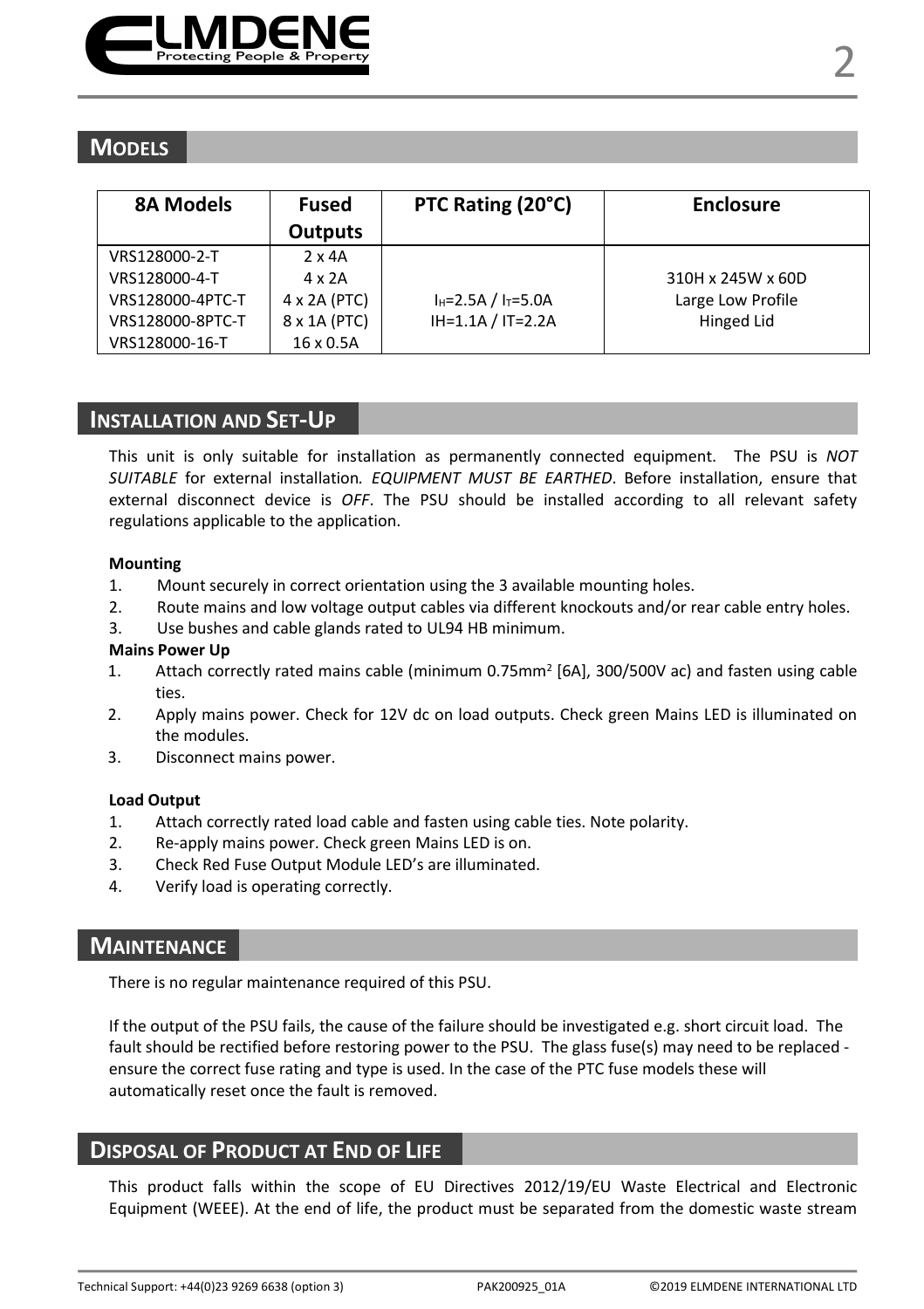## MODELS

| 8A Models | Fused Outputs | PTC Rating (20°C) | Enclosure |
|---|---|---|---|
| VRS128000-2-T | 2 x 4A | | 310H x 245W x 60D Large Low Profile Hinged Lid |
| VRS128000-4-T | 4 x 2A | | |
| VRS128000-4PTC-T | 4 x 2A (PTC) | $I_H$=2.5A / $I_T$=5.0A | |
| VRS128000-8PTC-T | 8 x 1A (PTC) | IH=1.1A / IT=2.2A | |
| VRS128000-16-T | 16 x 0.5A | | |

## INSTALLATION AND SET-UP

This unit is only suitable for installation as permanently connected equipment. The PSU is *NOT SUITABLE* for external installation. *EQUIPMENT MUST BE EARTHED*. Before installation, ensure that external disconnect device is *OFF*. The PSU should be installed according to all relevant safety regulations applicable to the application.

**Mounting**

1. Mount securely in correct orientation using the 3 available mounting holes.
2. Route mains and low voltage output cables via different knockouts and/or rear cable entry holes.
3. Use bushes and cable glands rated to UL94 HB minimum.

**Mains Power Up**

1. Attach correctly rated mains cable (minimum 0.75mm$^2$ [6A], 300/500V ac) and fasten using cable ties.
2. Apply mains power. Check for 12V dc on load outputs. Check green Mains LED is illuminated on the modules.
3. Disconnect mains power.

**Load Output**

1. Attach correctly rated load cable and fasten using cable ties. Note polarity.
2. Re-apply mains power. Check green Mains LED is on.
3. Check Red Fuse Output Module LED's are illuminated.
4. Verify load is operating correctly.

## MAINTENANCE

There is no regular maintenance required of this PSU.

If the output of the PSU fails, the cause of the failure should be investigated e.g. short circuit load. The fault should be rectified before restoring power to the PSU. The glass fuse(s) may need to be replaced - ensure the correct fuse rating and type is used. In the case of the PTC fuse models these will automatically reset once the fault is removed.

## DISPOSAL OF PRODUCT AT END OF LIFE

This product falls within the scope of EU Directives 2012/19/EU Waste Electrical and Electronic Equipment (WEEE). At the end of life, the product must be separated from the domestic waste stream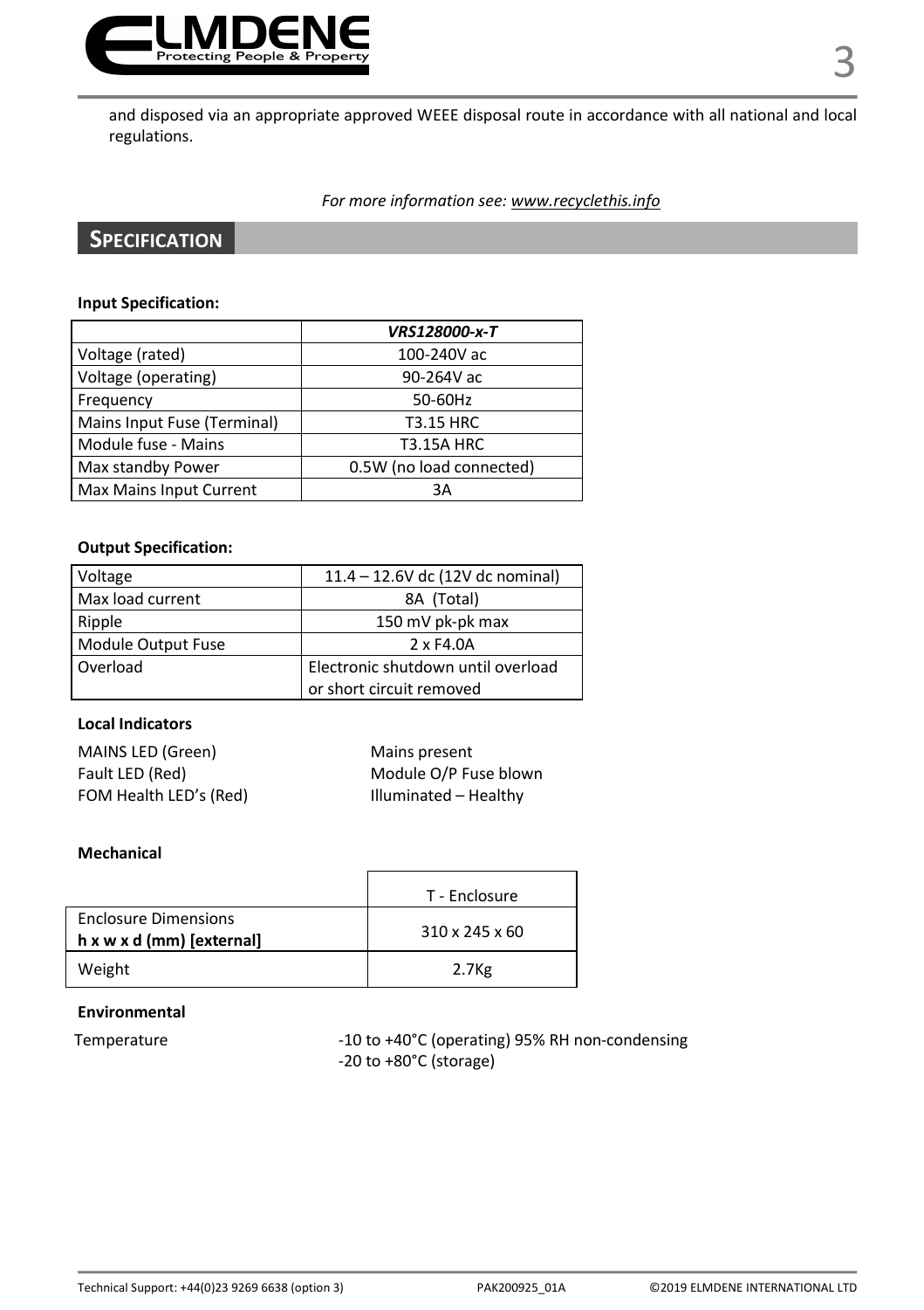and disposed via an appropriate approved WEEE disposal route in accordance with all national and local regulations.

*For more information see: www.recyclethis.info*

## Specification

**Input Specification:**

| | ***VRS128000-x-T*** |
|---|---|
| Voltage (rated) | 100-240V ac |
| Voltage (operating) | 90-264V ac |
| Frequency | 50-60Hz |
| Mains Input Fuse (Terminal) | T3.15 HRC |
| Module fuse - Mains | T3.15A HRC |
| Max standby Power | 0.5W (no load connected) |
| Max Mains Input Current | 3A |

**Output Specification:**

| | |
|---|---|
| Voltage | 11.4 – 12.6V dc (12V dc nominal) |
| Max load current | 8A (Total) |
| Ripple | 150 mV pk-pk max |
| Module Output Fuse | 2 x F4.0A |
| Overload | Electronic shutdown until overload or short circuit removed |

**Local Indicators**

| | |
|---|---|
| MAINS LED (Green) | Mains present |
| Fault LED (Red) | Module O/P Fuse blown |
| FOM Health LED's (Red) | Illuminated – Healthy |

**Mechanical**

| | T - Enclosure |
|---|---|
| Enclosure Dimensions **h x w x d (mm) [external]** | 310 x 245 x 60 |
| Weight | 2.7Kg |

**Environmental**

| | |
|---|---|
| Temperature | -10 to +40°C (operating) 95% RH non-condensing<br>-20 to +80°C (storage) |

Technical Support: +44(0)23 9269 6638 (option 3)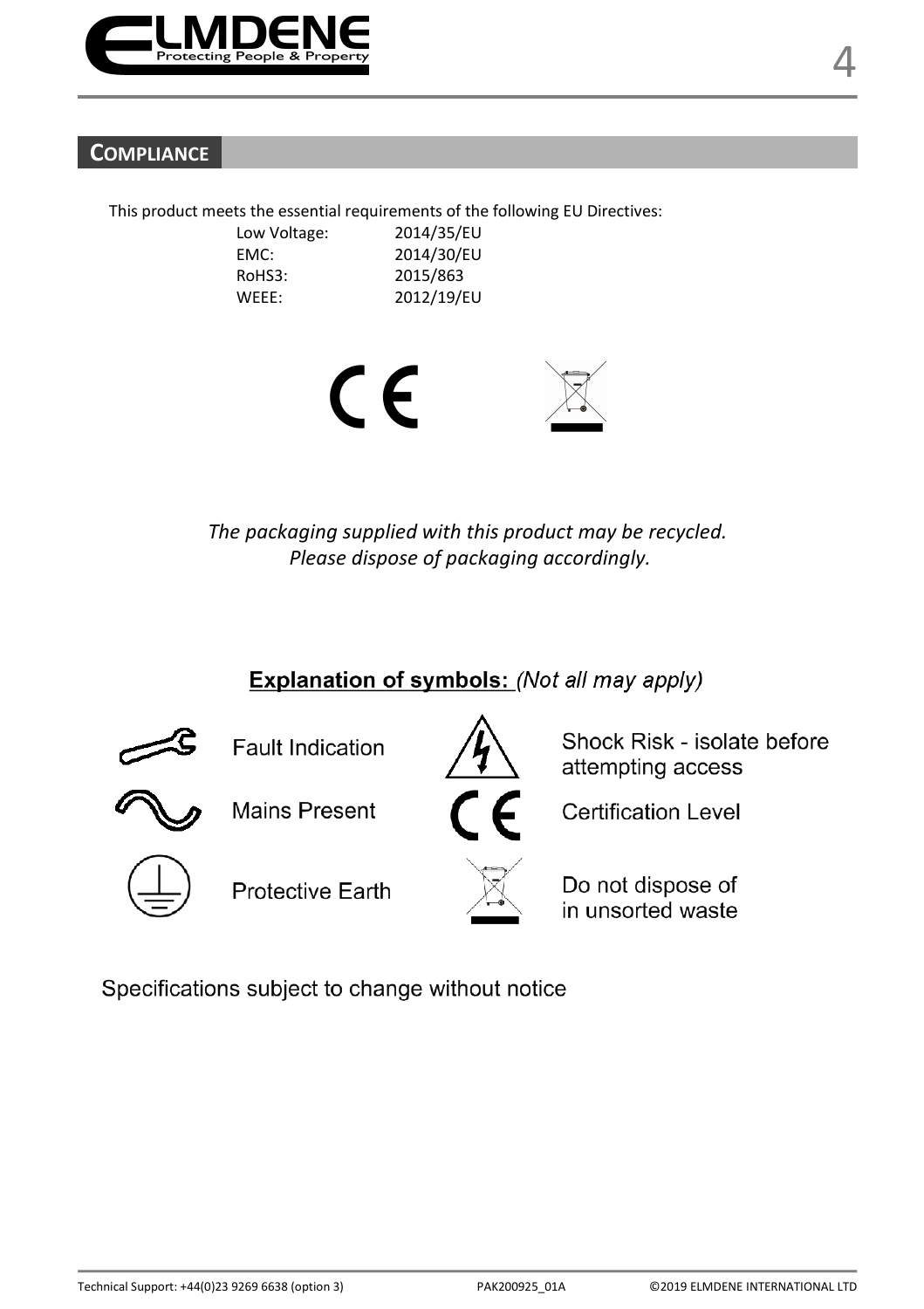## COMPLIANCE

This product meets the essential requirements of the following EU Directives:

| | |
|---|---|
| Low Voltage: | 2014/35/EU |
| EMC: | 2014/30/EU |
| RoHS3: | 2015/863 |
| WEEE: | 2012/19/EU |

*The packaging supplied with this product may be recycled.*
*Please dispose of packaging accordingly.*

**Explanation of symbols:** *(Not all may apply)*

Fault Indication

Shock Risk - isolate before attempting access

Mains Present

Certification Level

Protective Earth

Do not dispose of in unsorted waste

Specifications subject to change without notice

Technical Support: +44(0)23 9269 6638 (option 3) PAK200925_01A ©2019 ELMDENE INTERNATIONAL LTD